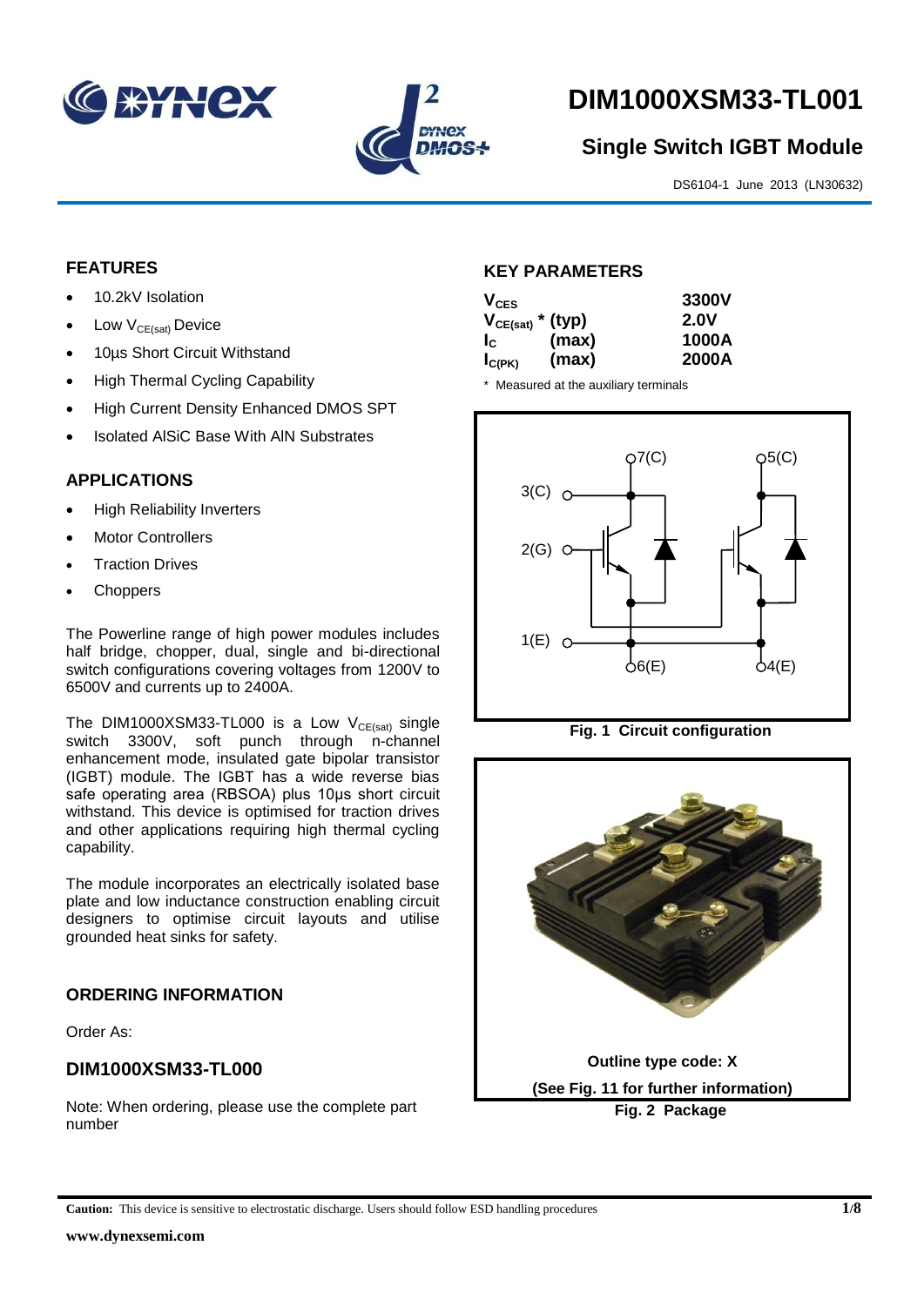# DIM1000XSM33-TL001

## Single Switch IGBT Module

DS6104-1 June 2013 (LN30632)

## FEATURES

- 10.2kV Isolation
- Low $V_{CE(sat)}$ Device
- 10µs Short Circuit Withstand
- High Thermal Cycling Capability
- High Current Density Enhanced DMOS SPT
- Isolated AlSiC Base With AlN Substrates

## APPLICATIONS

- High Reliability Inverters
- Motor Controllers
- Traction Drives
- Choppers

The Powerline range of high power modules includes half bridge, chopper, dual, single and bi-directional switch configurations covering voltages from 1200V to 6500V and currents up to 2400A.

The DIM1000XSM33-TL000 is a Low $V_{CE(sat)}$ single switch 3300V, soft punch through n-channel enhancement mode, insulated gate bipolar transistor (IGBT) module. The IGBT has a wide reverse bias safe operating area (RBSOA) plus 10µs short circuit withstand. This device is optimised for traction drives and other applications requiring high thermal cycling capability.

The module incorporates an electrically isolated base plate and low inductance construction enabling circuit designers to optimise circuit layouts and utilise grounded heat sinks for safety.

## ORDERING INFORMATION

Order As:

### DIM1000XSM33-TL000

Note: When ordering, please use the complete part number

## KEY PARAMETERS

| | | |
|---|---|---|
| $V_{CES}$ | | 3300V |
| $V_{CE(sat)}$ * | (typ) | 2.0V |
| $I_C$ | (max) | 1000A |
| $I_{C(PK)}$ | (max) | 2000A |

\* Measured at the auxiliary terminals

**Fig. 1 Circuit configuration**

Outline type code: X

(See Fig. 11 for further information)

**Fig. 2 Package**

**Caution:** This device is sensitive to electrostatic discharge. Users should follow ESD handling procedures

www.dynexsemi.com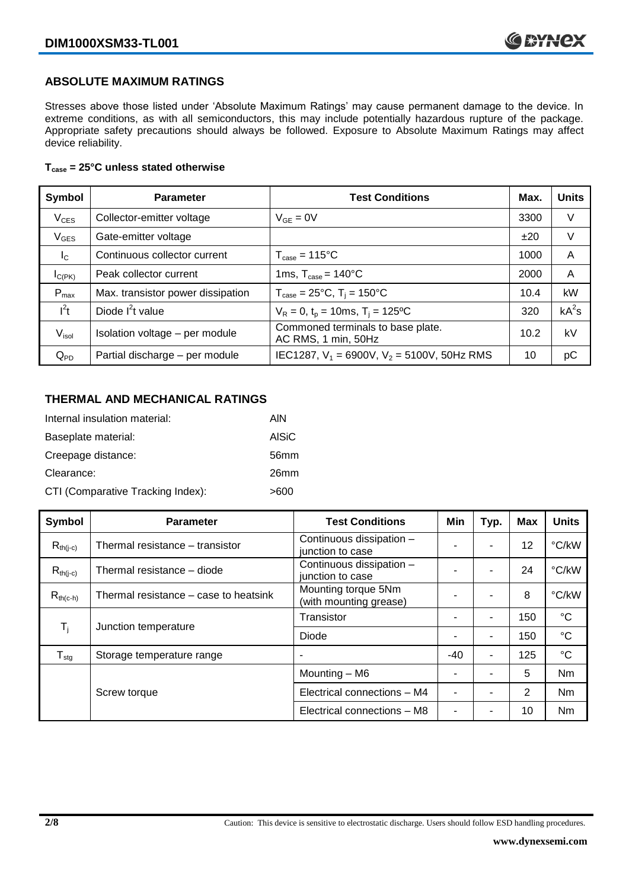## ABSOLUTE MAXIMUM RATINGS

Stresses above those listed under 'Absolute Maximum Ratings' may cause permanent damage to the device. In extreme conditions, as with all semiconductors, this may include potentially hazardous rupture of the package. Appropriate safety precautions should always be followed. Exposure to Absolute Maximum Ratings may affect device reliability.

**$T_{case}$ = 25°C unless stated otherwise**

| Symbol | Parameter | Test Conditions | Max. | Units |
|---|---|---|---|---|
| $V_{CES}$ | Collector-emitter voltage | $V_{GE}$ = 0V | 3300 | V |
| $V_{GES}$ | Gate-emitter voltage | | ±20 | V |
| $I_C$ | Continuous collector current | $T_{case}$ = 115°C | 1000 | A |
| $I_{C(PK)}$ | Peak collector current | 1ms, $T_{case}$ = 140°C | 2000 | A |
| $P_{max}$ | Max. transistor power dissipation | $T_{case}$ = 25°C, $T_j$ = 150°C | 10.4 | kW |
| $I^2t$ | Diode $I^2t$ value | $V_R$ = 0, $t_p$ = 10ms, $T_j$ = 125ºC | 320 | $kA^2s$ |
| $V_{isol}$ | Isolation voltage – per module | Commoned terminals to base plate. AC RMS, 1 min, 50Hz | 10.2 | kV |
| $Q_{PD}$ | Partial discharge – per module | IEC1287, $V_1$ = 6900V, $V_2$ = 5100V, 50Hz RMS | 10 | pC |

## THERMAL AND MECHANICAL RATINGS

Internal insulation material: AlN

Baseplate material: AlSiC

Creepage distance: 56mm

Clearance: 26mm

CTI (Comparative Tracking Index): >600

| Symbol | Parameter | Test Conditions | Min | Typ. | Max | Units |
|---|---|---|---|---|---|---|
| $R_{th(j-c)}$ | Thermal resistance – transistor | Continuous dissipation – junction to case | - | - | 12 | °C/kW |
| $R_{th(j-c)}$ | Thermal resistance – diode | Continuous dissipation – junction to case | - | - | 24 | °C/kW |
| $R_{th(c-h)}$ | Thermal resistance – case to heatsink | Mounting torque 5Nm (with mounting grease) | - | - | 8 | °C/kW |
| $T_j$ | Junction temperature | Transistor | - | - | 150 | °C |
| | | Diode | - | - | 150 | °C |
| $T_{stg}$ | Storage temperature range | - | -40 | - | 125 | °C |
| | Screw torque | Mounting – M6 | - | - | 5 | Nm |
| | | Electrical connections – M4 | - | - | 2 | Nm |
| | | Electrical connections – M8 | - | - | 10 | Nm |

Caution: This device is sensitive to electrostatic discharge. Users should follow ESD handling procedures.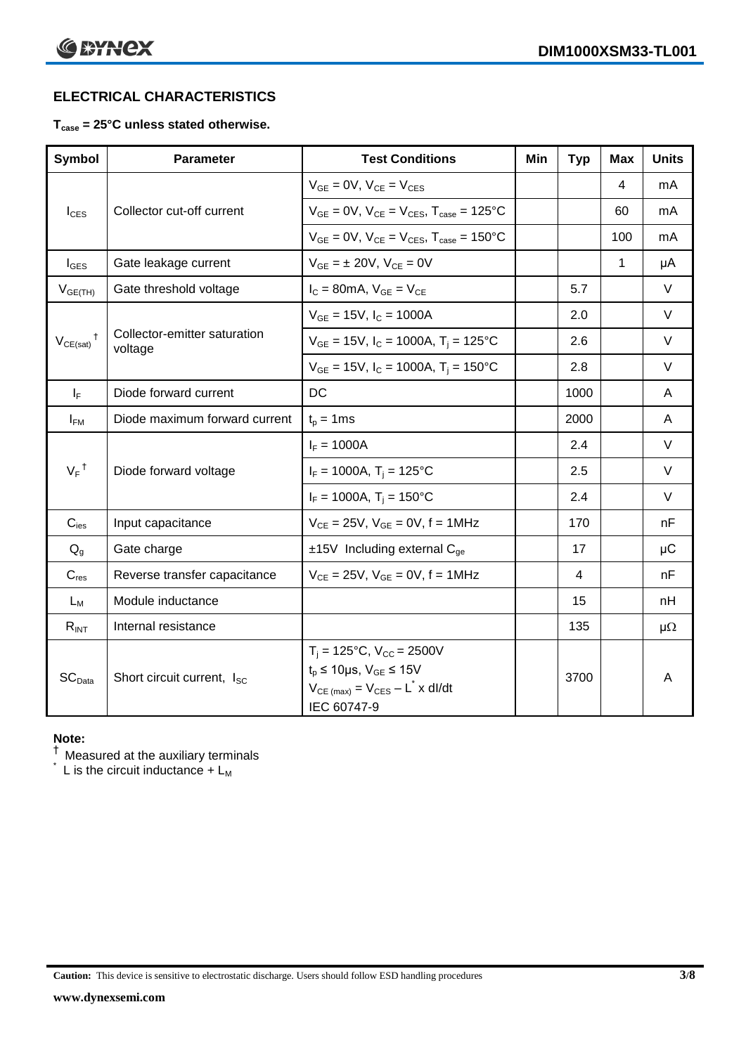## ELECTRICAL CHARACTERISTICS

**$T_{case}$ = 25°C unless stated otherwise.**

| Symbol | Parameter | Test Conditions | Min | Typ | Max | Units |
|---|---|---|---|---|---|---|
| $I_{CES}$ | Collector cut-off current | $V_{GE}$ = 0V, $V_{CE}$ = $V_{CES}$ | | | 4 | mA |
| | | $V_{GE}$ = 0V, $V_{CE}$ = $V_{CES}$, $T_{case}$ = 125°C | | | 60 | mA |
| | | $V_{GE}$ = 0V, $V_{CE}$ = $V_{CES}$, $T_{case}$ = 150°C | | | 100 | mA |
| $I_{GES}$ | Gate leakage current | $V_{GE}$ = ± 20V, $V_{CE}$ = 0V | | | 1 | μA |
| $V_{GE(TH)}$ | Gate threshold voltage | $I_C$ = 80mA, $V_{GE}$ = $V_{CE}$ | | 5.7 | | V |
| $V_{CE(sat)}$ † | Collector-emitter saturation voltage | $V_{GE}$ = 15V, $I_C$ = 1000A | | 2.0 | | V |
| | | $V_{GE}$ = 15V, $I_C$ = 1000A, $T_j$ = 125°C | | 2.6 | | V |
| | | $V_{GE}$ = 15V, $I_C$ = 1000A, $T_j$ = 150°C | | 2.8 | | V |
| $I_F$ | Diode forward current | DC | | 1000 | | A |
| $I_{FM}$ | Diode maximum forward current | $t_p$ = 1ms | | 2000 | | A |
| $V_F$ † | Diode forward voltage | $I_F$ = 1000A | | 2.4 | | V |
| | | $I_F$ = 1000A, $T_j$ = 125°C | | 2.5 | | V |
| | | $I_F$ = 1000A, $T_j$ = 150°C | | 2.4 | | V |
| $C_{ies}$ | Input capacitance | $V_{CE}$ = 25V, $V_{GE}$ = 0V, f = 1MHz | | 170 | | nF |
| $Q_g$ | Gate charge | ±15V Including external $C_{ge}$ | | 17 | | μC |
| $C_{res}$ | Reverse transfer capacitance | $V_{CE}$ = 25V, $V_{GE}$ = 0V, f = 1MHz | | 4 | | nF |
| $L_M$ | Module inductance | | | 15 | | nH |
| $R_{INT}$ | Internal resistance | | | 135 | | μΩ |
| $SC_{Data}$ | Short circuit current, $I_{SC}$ | $T_j$ = 125°C, $V_{CC}$ = 2500V<br>$t_p$ ≤ 10μs, $V_{GE}$ ≤ 15V<br>$V_{CE(max)} = V_{CES} - L^* \times dI/dt$<br>IEC 60747-9 | | 3700 | | A |

**Note:**

† Measured at the auxiliary terminals

\* L is the circuit inductance + $L_M$

**Caution:** This device is sensitive to electrostatic discharge. Users should follow ESD handling procedures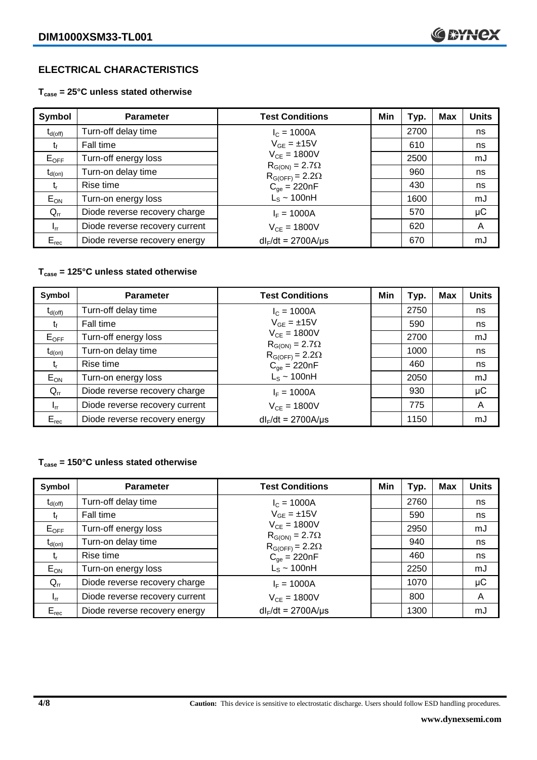## ELECTRICAL CHARACTERISTICS

### $T_{case}$ = 25°C unless stated otherwise

| Symbol | Parameter | Test Conditions | Min | Typ. | Max | Units |
|---|---|---|---|---|---|---|
| $t_{d(off)}$ | Turn-off delay time | $I_C$ = 1000A | | 2700 | | ns |
| $t_f$ | Fall time | $V_{GE}$ = ±15V | | 610 | | ns |
| $E_{OFF}$ | Turn-off energy loss | $V_{CE}$ = 1800V | | 2500 | | mJ |
| $t_{d(on)}$ | Turn-on delay time | $R_{G(ON)}$ = 2.7Ω, $R_{G(OFF)}$ = 2.2Ω | | 960 | | ns |
| $t_r$ | Rise time | $C_{ge}$ = 220nF | | 430 | | ns |
| $E_{ON}$ | Turn-on energy loss | $L_S$ ~ 100nH | | 1600 | | mJ |
| $Q_{rr}$ | Diode reverse recovery charge | $I_F$ = 1000A | | 570 | | μC |
| $I_{rr}$ | Diode reverse recovery current | $V_{CE}$ = 1800V | | 620 | | A |
| $E_{rec}$ | Diode reverse recovery energy | $dI_F/dt$ = 2700A/μs | | 670 | | mJ |

### $T_{case}$ = 125°C unless stated otherwise

| Symbol | Parameter | Test Conditions | Min | Typ. | Max | Units |
|---|---|---|---|---|---|---|
| $t_{d(off)}$ | Turn-off delay time | $I_C$ = 1000A | | 2750 | | ns |
| $t_f$ | Fall time | $V_{GE}$ = ±15V | | 590 | | ns |
| $E_{OFF}$ | Turn-off energy loss | $V_{CE}$ = 1800V | | 2700 | | mJ |
| $t_{d(on)}$ | Turn-on delay time | $R_{G(ON)}$ = 2.7Ω, $R_{G(OFF)}$ = 2.2Ω | | 1000 | | ns |
| $t_r$ | Rise time | $C_{ge}$ = 220nF | | 460 | | ns |
| $E_{ON}$ | Turn-on energy loss | $L_S$ ~ 100nH | | 2050 | | mJ |
| $Q_{rr}$ | Diode reverse recovery charge | $I_F$ = 1000A | | 930 | | μC |
| $I_{rr}$ | Diode reverse recovery current | $V_{CE}$ = 1800V | | 775 | | A |
| $E_{rec}$ | Diode reverse recovery energy | $dI_F/dt$ = 2700A/μs | | 1150 | | mJ |

### $T_{case}$ = 150°C unless stated otherwise

| Symbol | Parameter | Test Conditions | Min | Typ. | Max | Units |
|---|---|---|---|---|---|---|
| $t_{d(off)}$ | Turn-off delay time | $I_C$ = 1000A | | 2760 | | ns |
| $t_f$ | Fall time | $V_{GE}$ = ±15V | | 590 | | ns |
| $E_{OFF}$ | Turn-off energy loss | $V_{CE}$ = 1800V | | 2950 | | mJ |
| $t_{d(on)}$ | Turn-on delay time | $R_{G(ON)}$ = 2.7Ω, $R_{G(OFF)}$ = 2.2Ω | | 940 | | ns |
| $t_r$ | Rise time | $C_{ge}$ = 220nF | | 460 | | ns |
| $E_{ON}$ | Turn-on energy loss | $L_S$ ~ 100nH | | 2250 | | mJ |
| $Q_{rr}$ | Diode reverse recovery charge | $I_F$ = 1000A | | 1070 | | μC |
| $I_{rr}$ | Diode reverse recovery current | $V_{CE}$ = 1800V | | 800 | | A |
| $E_{rec}$ | Diode reverse recovery energy | $dI_F/dt$ = 2700A/μs | | 1300 | | mJ |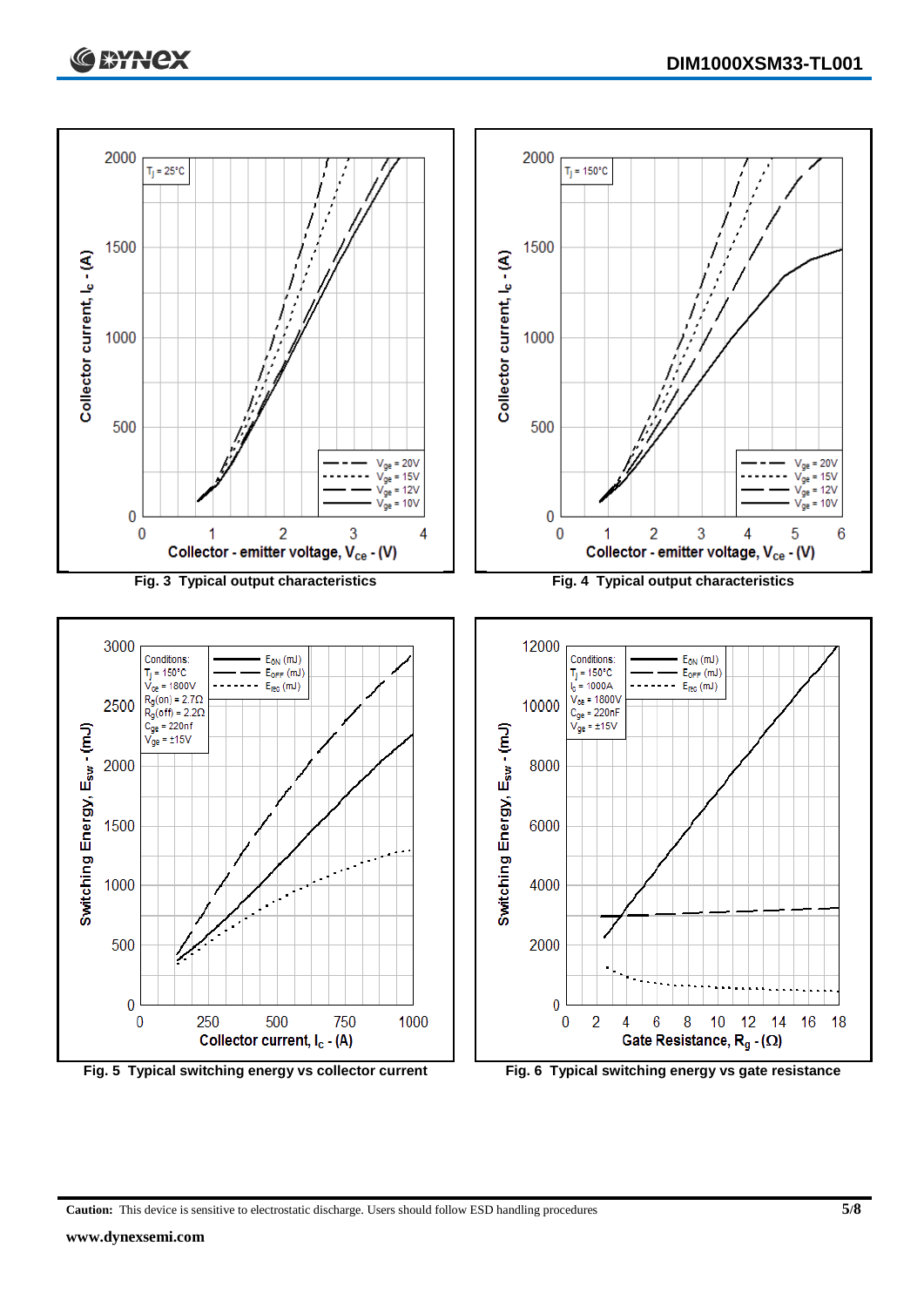Fig. 3 Typical output characteristics

Fig. 4 Typical output characteristics

Fig. 5 Typical switching energy vs collector current

Fig. 6 Typical switching energy vs gate resistance

**Caution:** This device is sensitive to electrostatic discharge. Users should follow ESD handling procedures

**www.dynexsemi.com**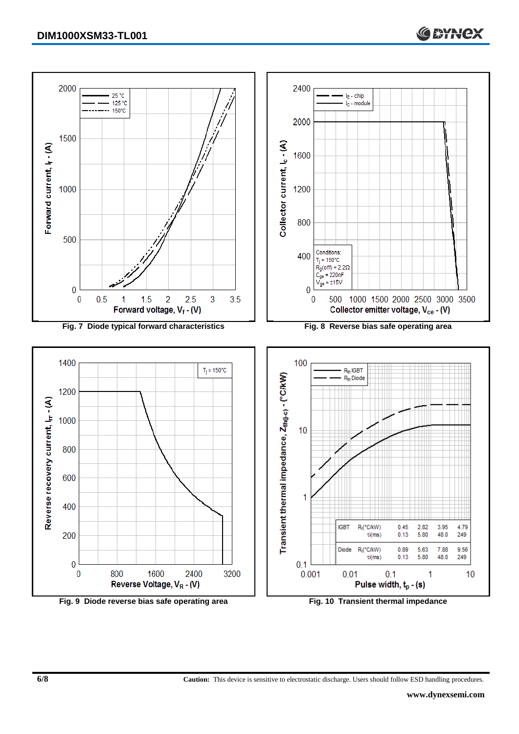Fig. 7 Diode typical forward characteristics

Fig. 8 Reverse bias safe operating area

Fig. 9 Diode reverse bias safe operating area

| IGBT | $R_i$(°C/kW) | 0.45 | 2.82 | 3.95 | 4.79 |
|---|---|---|---|---|---|
| | τi(ms) | 0.13 | 5.80 | 48.0 | 249 |
| Diode | $R_i$(°C/kW) | 0.89 | 5.63 | 7.88 | 9.56 |
| | τi(ms) | 0.13 | 5.80 | 48.0 | 249 |

Fig. 10 Transient thermal impedance

**Caution:** This device is sensitive to electrostatic discharge. Users should follow ESD handling procedures.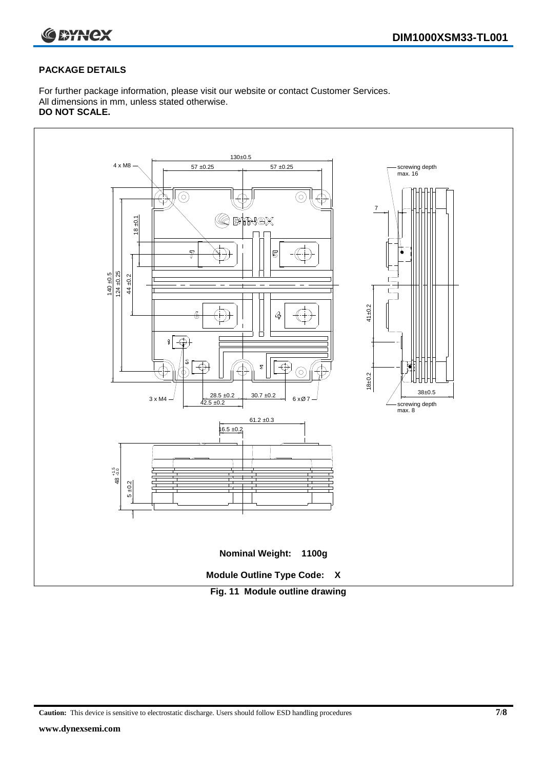## PACKAGE DETAILS

For further package information, please visit our website or contact Customer Services.
All dimensions in mm, unless stated otherwise.
**DO NOT SCALE.**

**Nominal Weight: 1100g**

**Module Outline Type Code: X**

**Fig. 11 Module outline drawing**

**Caution:** This device is sensitive to electrostatic discharge. Users should follow ESD handling procedures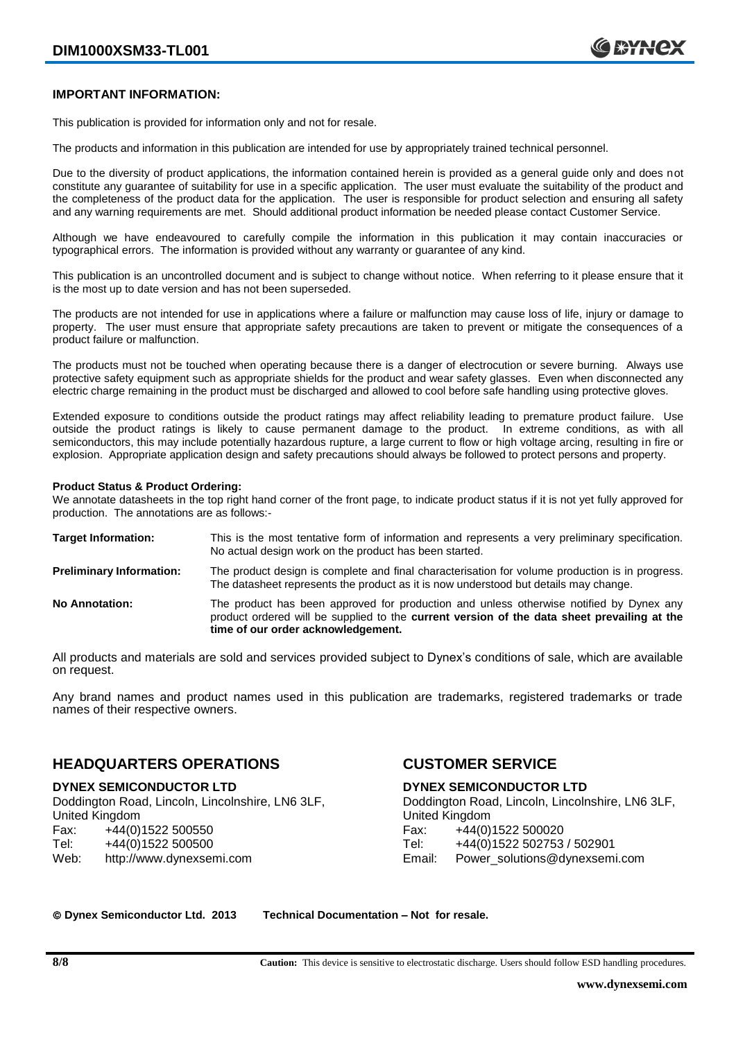**IMPORTANT INFORMATION:**

This publication is provided for information only and not for resale.

The products and information in this publication are intended for use by appropriately trained technical personnel.

Due to the diversity of product applications, the information contained herein is provided as a general guide only and does not constitute any guarantee of suitability for use in a specific application. The user must evaluate the suitability of the product and the completeness of the product data for the application. The user is responsible for product selection and ensuring all safety and any warning requirements are met. Should additional product information be needed please contact Customer Service.

Although we have endeavoured to carefully compile the information in this publication it may contain inaccuracies or typographical errors. The information is provided without any warranty or guarantee of any kind.

This publication is an uncontrolled document and is subject to change without notice. When referring to it please ensure that it is the most up to date version and has not been superseded.

The products are not intended for use in applications where a failure or malfunction may cause loss of life, injury or damage to property. The user must ensure that appropriate safety precautions are taken to prevent or mitigate the consequences of a product failure or malfunction.

The products must not be touched when operating because there is a danger of electrocution or severe burning. Always use protective safety equipment such as appropriate shields for the product and wear safety glasses. Even when disconnected any electric charge remaining in the product must be discharged and allowed to cool before safe handling using protective gloves.

Extended exposure to conditions outside the product ratings may affect reliability leading to premature product failure. Use outside the product ratings is likely to cause permanent damage to the product. In extreme conditions, as with all semiconductors, this may include potentially hazardous rupture, a large current to flow or high voltage arcing, resulting in fire or explosion. Appropriate application design and safety precautions should always be followed to protect persons and property.

**Product Status & Product Ordering:**

We annotate datasheets in the top right hand corner of the front page, to indicate product status if it is not yet fully approved for production. The annotations are as follows:-

| | |
|---|---|
| **Target Information:** | This is the most tentative form of information and represents a very preliminary specification. No actual design work on the product has been started. |
| **Preliminary Information:** | The product design is complete and final characterisation for volume production is in progress. The datasheet represents the product as it is now understood but details may change. |
| **No Annotation:** | The product has been approved for production and unless otherwise notified by Dynex any product ordered will be supplied to the **current version of the data sheet prevailing at the time of our order acknowledgement.** |

All products and materials are sold and services provided subject to Dynex's conditions of sale, which are available on request.

Any brand names and product names used in this publication are trademarks, registered trademarks or trade names of their respective owners.

## HEADQUARTERS OPERATIONS

**DYNEX SEMICONDUCTOR LTD**

Doddington Road, Lincoln, Lincolnshire, LN6 3LF,
United Kingdom
Fax: +44(0)1522 500550
Tel: +44(0)1522 500500
Web: http://www.dynexsemi.com

## CUSTOMER SERVICE

**DYNEX SEMICONDUCTOR LTD**

Doddington Road, Lincoln, Lincolnshire, LN6 3LF,
United Kingdom
Fax: +44(0)1522 500020
Tel: +44(0)1522 502753 / 502901
Email: Power_solutions@dynexsemi.com

**© Dynex Semiconductor Ltd. 2013 Technical Documentation – Not for resale.**

**Caution:** This device is sensitive to electrostatic discharge. Users should follow ESD handling procedures.